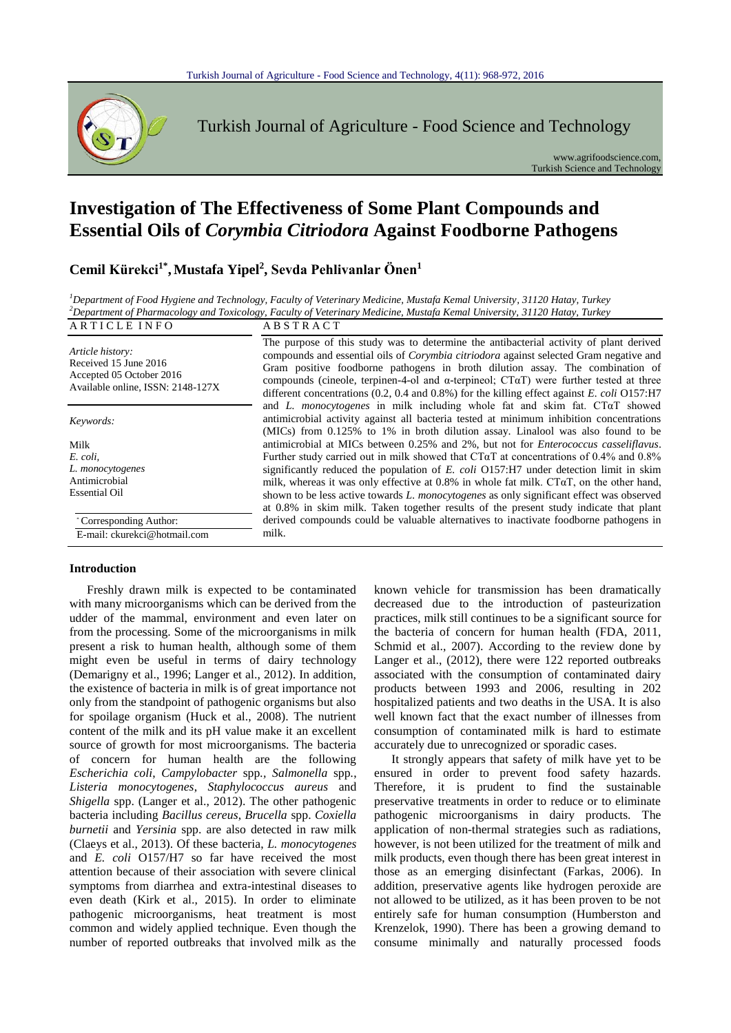# Investigation of The Effectiveness of Some Plant Compounds and Essential Oils of *Corymbia Citriodora* Against Foodborne Pathogens

**Cemil Kürekci[1*], Mustafa Yipel[2], Sevda Pehlivanlar Önen[1]**

[1] *Department of Food Hygiene and Technology, Faculty of Veterinary Medicine, Mustafa Kemal University, 31120 Hatay, Turkey*
[2] *Department of Pharmacology and Toxicology, Faculty of Veterinary Medicine, Mustafa Kemal University, 31120 Hatay, Turkey*

**ARTICLE INFO**

*Article history:*
Received 15 June 2016
Accepted 05 October 2016
Available online, ISSN: 2148-127X

*Keywords:*
Milk
*E. coli*,
*L. monocytogenes*
Antimicrobial
Essential Oil

[*] Corresponding Author:
E-mail: ckurekci@hotmail.com

**ABSTRACT**

The purpose of this study was to determine the antibacterial activity of plant derived compounds and essential oils of *Corymbia citriodora* against selected Gram negative and Gram positive foodborne pathogens in broth dilution assay. The combination of compounds (cineole, terpinen-4-ol and α-terpineol; CTαT) were further tested at three different concentrations (0.2, 0.4 and 0.8%) for the killing effect against *E. coli* O157:H7 and *L. monocytogenes* in milk including whole fat and skim fat. CTαT showed antimicrobial activity against all bacteria tested at minimum inhibition concentrations (MICs) from 0.125% to 1% in broth dilution assay. Linalool was also found to be antimicrobial at MICs between 0.25% and 2%, but not for *Enterococcus casseliflavus*. Further study carried out in milk showed that CTαT at concentrations of 0.4% and 0.8% significantly reduced the population of *E. coli* O157:H7 under detection limit in skim milk, whereas it was only effective at 0.8% in whole fat milk. CTαT, on the other hand, shown to be less active towards *L. monocytogenes* as only significant effect was observed at 0.8% in skim milk. Taken together results of the present study indicate that plant derived compounds could be valuable alternatives to inactivate foodborne pathogens in milk.

## Introduction

Freshly drawn milk is expected to be contaminated with many microorganisms which can be derived from the udder of the mammal, environment and even later on from the processing. Some of the microorganisms in milk present a risk to human health, although some of them might even be useful in terms of dairy technology (Demarigny et al., 1996; Langer et al., 2012). In addition, the existence of bacteria in milk is of great importance not only from the standpoint of pathogenic organisms but also for spoilage organism (Huck et al., 2008). The nutrient content of the milk and its pH value make it an excellent source of growth for most microorganisms. The bacteria of concern for human health are the following *Escherichia coli*, *Campylobacter* spp., *Salmonella* spp., *Listeria monocytogenes*, *Staphylococcus aureus* and *Shigella* spp. (Langer et al., 2012). The other pathogenic bacteria including *Bacillus cereus*, *Brucella* spp. *Coxiella burnetii* and *Yersinia* spp. are also detected in raw milk (Claeys et al., 2013). Of these bacteria, *L. monocytogenes* and *E. coli* O157/H7 so far have received the most attention because of their association with severe clinical symptoms from diarrhea and extra-intestinal diseases to even death (Kirk et al., 2015). In order to eliminate pathogenic microorganisms, heat treatment is most common and widely applied technique. Even though the number of reported outbreaks that involved milk as the known vehicle for transmission has been dramatically decreased due to the introduction of pasteurization practices, milk still continues to be a significant source for the bacteria of concern for human health (FDA, 2011, Schmid et al., 2007). According to the review done by Langer et al., (2012), there were 122 reported outbreaks associated with the consumption of contaminated dairy products between 1993 and 2006, resulting in 202 hospitalized patients and two deaths in the USA. It is also well known fact that the exact number of illnesses from consumption of contaminated milk is hard to estimate accurately due to unrecognized or sporadic cases.

It strongly appears that safety of milk have yet to be ensured in order to prevent food safety hazards. Therefore, it is prudent to find the sustainable preservative treatments in order to reduce or to eliminate pathogenic microorganisms in dairy products. The application of non-thermal strategies such as radiations, however, is not been utilized for the treatment of milk and milk products, even though there has been great interest in those as an emerging disinfectant (Farkas, 2006). In addition, preservative agents like hydrogen peroxide are not allowed to be utilized, as it has been proven to be not entirely safe for human consumption (Humberston and Krenzelok, 1990). There has been a growing demand to consume minimally and naturally processed foods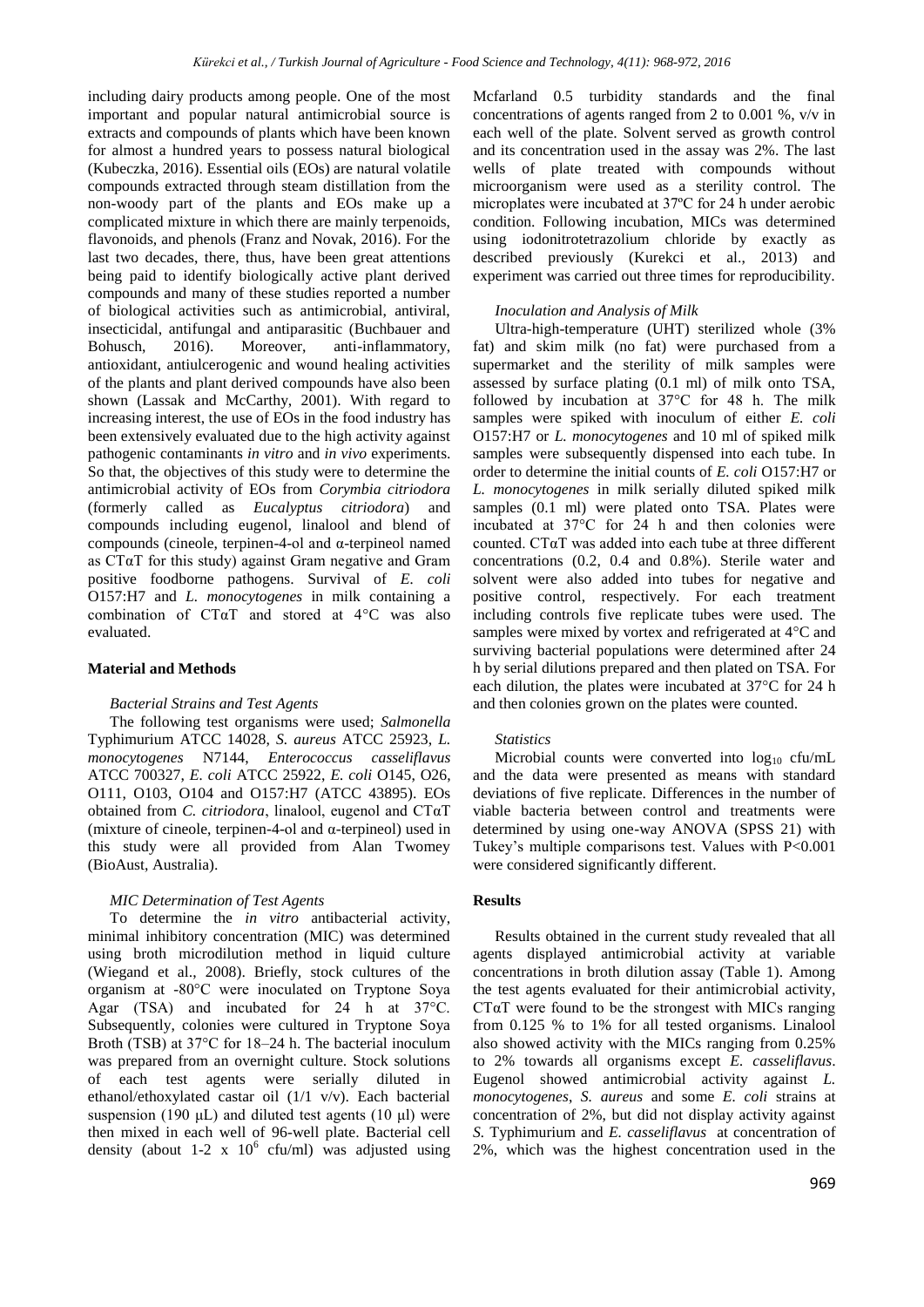including dairy products among people. One of the most important and popular natural antimicrobial source is extracts and compounds of plants which have been known for almost a hundred years to possess natural biological (Kubeczka, 2016). Essential oils (EOs) are natural volatile compounds extracted through steam distillation from the non-woody part of the plants and EOs make up a complicated mixture in which there are mainly terpenoids, flavonoids, and phenols (Franz and Novak, 2016). For the last two decades, there, thus, have been great attentions being paid to identify biologically active plant derived compounds and many of these studies reported a number of biological activities such as antimicrobial, antiviral, insecticidal, antifungal and antiparasitic (Buchbauer and Bohusch, 2016). Moreover, anti-inflammatory, antioxidant, antiulcerogenic and wound healing activities of the plants and plant derived compounds have also been shown (Lassak and McCarthy, 2001). With regard to increasing interest, the use of EOs in the food industry has been extensively evaluated due to the high activity against pathogenic contaminants *in vitro* and *in vivo* experiments. So that, the objectives of this study were to determine the antimicrobial activity of EOs from *Corymbia citriodora* (formerly called as *Eucalyptus citriodora*) and compounds including eugenol, linalool and blend of compounds (cineole, terpinen-4-ol and α-terpineol named as CTαT for this study) against Gram negative and Gram positive foodborne pathogens. Survival of *E. coli* O157:H7 and *L. monocytogenes* in milk containing a combination of CTαT and stored at 4°C was also evaluated.

## Material and Methods

### *Bacterial Strains and Test Agents*

The following test organisms were used; *Salmonella* Typhimurium ATCC 14028, *S. aureus* ATCC 25923, *L. monocytogenes* N7144, *Enterococcus casseliflavus* ATCC 700327, *E. coli* ATCC 25922, *E. coli* O145, O26, O111, O103, O104 and O157:H7 (ATCC 43895). EOs obtained from *C. citriodora*, linalool, eugenol and CTαT (mixture of cineole, terpinen-4-ol and α-terpineol) used in this study were all provided from Alan Twomey (BioAust, Australia).

### *MIC Determination of Test Agents*

To determine the *in vitro* antibacterial activity, minimal inhibitory concentration (MIC) was determined using broth microdilution method in liquid culture (Wiegand et al., 2008). Briefly, stock cultures of the organism at -80°C were inoculated on Tryptone Soya Agar (TSA) and incubated for 24 h at 37°C. Subsequently, colonies were cultured in Tryptone Soya Broth (TSB) at 37°C for 18–24 h. The bacterial inoculum was prepared from an overnight culture. Stock solutions of each test agents were serially diluted in ethanol/ethoxylated castar oil (1/1 v/v). Each bacterial suspension (190 μL) and diluted test agents (10 μl) were then mixed in each well of 96-well plate. Bacterial cell density (about 1-2 x $10^6$ cfu/ml) was adjusted using Mcfarland 0.5 turbidity standards and the final concentrations of agents ranged from 2 to 0.001 %, v/v in each well of the plate. Solvent served as growth control and its concentration used in the assay was 2%. The last wells of plate treated with compounds without microorganism were used as a sterility control. The microplates were incubated at 37ºC for 24 h under aerobic condition. Following incubation, MICs was determined using iodonitrotetrazolium chloride by exactly as described previously (Kurekci et al., 2013) and experiment was carried out three times for reproducibility.

### *Inoculation and Analysis of Milk*

Ultra-high-temperature (UHT) sterilized whole (3% fat) and skim milk (no fat) were purchased from a supermarket and the sterility of milk samples were assessed by surface plating (0.1 ml) of milk onto TSA, followed by incubation at 37°C for 48 h. The milk samples were spiked with inoculum of either *E. coli* O157:H7 or *L. monocytogenes* and 10 ml of spiked milk samples were subsequently dispensed into each tube. In order to determine the initial counts of *E. coli* O157:H7 or *L. monocytogenes* in milk serially diluted spiked milk samples (0.1 ml) were plated onto TSA. Plates were incubated at 37°C for 24 h and then colonies were counted. CTαT was added into each tube at three different concentrations (0.2, 0.4 and 0.8%). Sterile water and solvent were also added into tubes for negative and positive control, respectively. For each treatment including controls five replicate tubes were used. The samples were mixed by vortex and refrigerated at 4°C and surviving bacterial populations were determined after 24 h by serial dilutions prepared and then plated on TSA. For each dilution, the plates were incubated at 37°C for 24 h and then colonies grown on the plates were counted.

### *Statistics*

Microbial counts were converted into $\log_{10}$ cfu/mL and the data were presented as means with standard deviations of five replicate. Differences in the number of viable bacteria between control and treatments were determined by using one-way ANOVA (SPSS 21) with Tukey's multiple comparisons test. Values with $P<0.001$ were considered significantly different.

## Results

Results obtained in the current study revealed that all agents displayed antimicrobial activity at variable concentrations in broth dilution assay (Table 1). Among the test agents evaluated for their antimicrobial activity, CTαT were found to be the strongest with MICs ranging from 0.125 % to 1% for all tested organisms. Linalool also showed activity with the MICs ranging from 0.25% to 2% towards all organisms except *E. casseliflavus*. Eugenol showed antimicrobial activity against *L. monocytogenes*, *S. aureus* and some *E. coli* strains at concentration of 2%, but did not display activity against *S.* Typhimurium and *E. casseliflavus* at concentration of 2%, which was the highest concentration used in the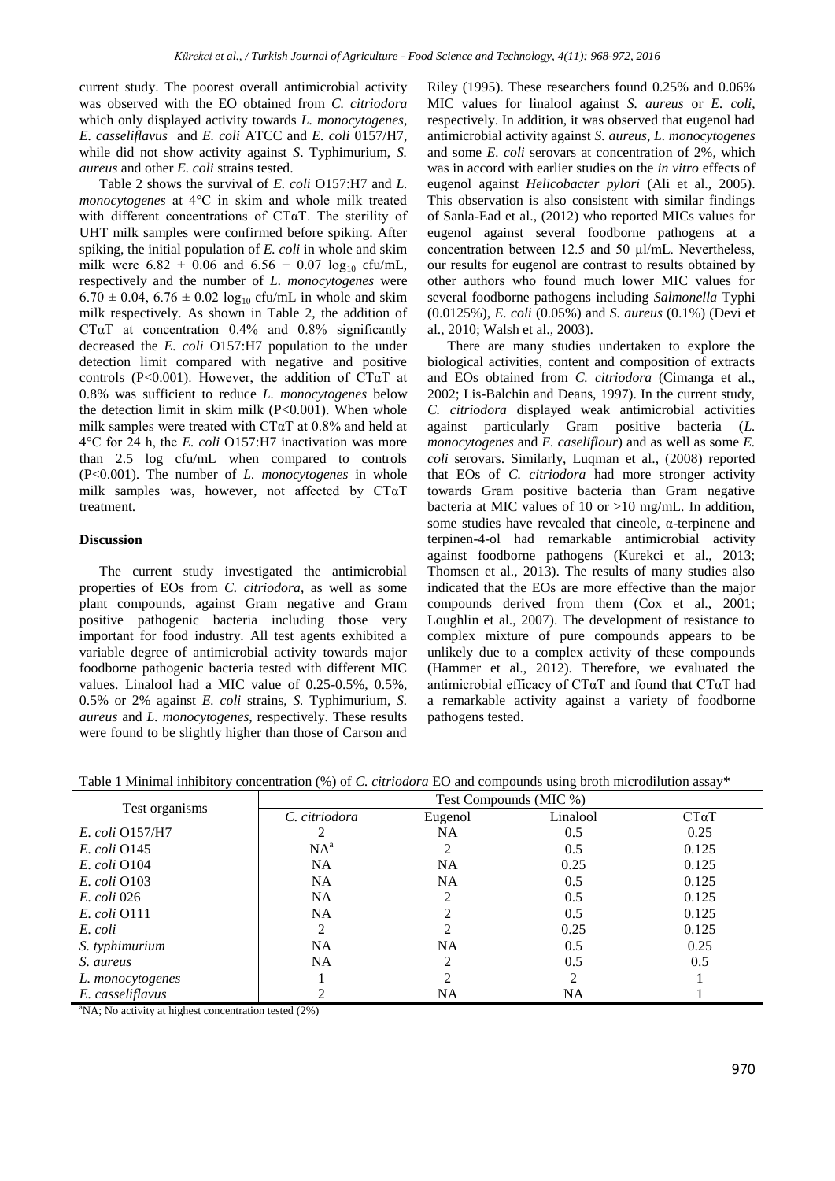current study. The poorest overall antimicrobial activity was observed with the EO obtained from *C. citriodora* which only displayed activity towards *L. monocytogenes*, *E. casseliflavus* and *E. coli* ATCC and *E. coli* 0157/H7, while did not show activity against *S*. Typhimurium, *S. aureus* and other *E. coli* strains tested.

Table 2 shows the survival of *E. coli* O157:H7 and *L. monocytogenes* at 4°C in skim and whole milk treated with different concentrations of CTαT. The sterility of UHT milk samples were confirmed before spiking. After spiking, the initial population of *E. coli* in whole and skim milk were 6.82 ± 0.06 and 6.56 ± 0.07 $\log_{10}$ cfu/mL, respectively and the number of *L. monocytogenes* were 6.70 ± 0.04, 6.76 ± 0.02 $\log_{10}$ cfu/mL in whole and skim milk respectively. As shown in Table 2, the addition of CTαT at concentration 0.4% and 0.8% significantly decreased the *E. coli* O157:H7 population to the under detection limit compared with negative and positive controls (P<0.001). However, the addition of CTαT at 0.8% was sufficient to reduce *L. monocytogenes* below the detection limit in skim milk (P<0.001). When whole milk samples were treated with CTαT at 0.8% and held at 4°C for 24 h, the *E. coli* O157:H7 inactivation was more than 2.5 log cfu/mL when compared to controls (P<0.001). The number of *L. monocytogenes* in whole milk samples was, however, not affected by CTαT treatment.

**Discussion**

The current study investigated the antimicrobial properties of EOs from *C. citriodora*, as well as some plant compounds, against Gram negative and Gram positive pathogenic bacteria including those very important for food industry. All test agents exhibited a variable degree of antimicrobial activity towards major foodborne pathogenic bacteria tested with different MIC values. Linalool had a MIC value of 0.25-0.5%, 0.5%, 0.5% or 2% against *E. coli* strains, *S.* Typhimurium, *S. aureus* and *L. monocytogenes*, respectively. These results were found to be slightly higher than those of Carson and Riley (1995). These researchers found 0.25% and 0.06% MIC values for linalool against *S. aureus* or *E. coli*, respectively. In addition, it was observed that eugenol had antimicrobial activity against *S. aureus*, *L. monocytogenes* and some *E. coli* serovars at concentration of 2%, which was in accord with earlier studies on the *in vitro* effects of eugenol against *Helicobacter pylori* (Ali et al., 2005). This observation is also consistent with similar findings of Sanla-Ead et al., (2012) who reported MICs values for eugenol against several foodborne pathogens at a concentration between 12.5 and 50 µl/mL. Nevertheless, our results for eugenol are contrast to results obtained by other authors who found much lower MIC values for several foodborne pathogens including *Salmonella* Typhi (0.0125%), *E. coli* (0.05%) and *S. aureus* (0.1%) (Devi et al., 2010; Walsh et al., 2003).

There are many studies undertaken to explore the biological activities, content and composition of extracts and EOs obtained from *C. citriodora* (Cimanga et al., 2002; Lis-Balchin and Deans, 1997). In the current study, *C. citriodora* displayed weak antimicrobial activities against particularly Gram positive bacteria (*L. monocytogenes* and *E. caseliflour*) and as well as some *E. coli* serovars. Similarly, Luqman et al., (2008) reported that EOs of *C. citriodora* had more stronger activity towards Gram positive bacteria than Gram negative bacteria at MIC values of 10 or >10 mg/mL. In addition, some studies have revealed that cineole, α-terpinene and terpinen-4-ol had remarkable antimicrobial activity against foodborne pathogens (Kurekci et al., 2013; Thomsen et al., 2013). The results of many studies also indicated that the EOs are more effective than the major compounds derived from them (Cox et al., 2001; Loughlin et al., 2007). The development of resistance to complex mixture of pure compounds appears to be unlikely due to a complex activity of these compounds (Hammer et al., 2012). Therefore, we evaluated the antimicrobial efficacy of CTαT and found that CTαT had a remarkable activity against a variety of foodborne pathogens tested.

Table 1 Minimal inhibitory concentration (%) of *C. citriodora* EO and compounds using broth microdilution assay*

| Test organisms | Test Compounds (MIC %) | | | |
|---|---|---|---|---|
| | *C. citriodora* | Eugenol | Linalool | CTαT |
| *E. coli* O157/H7 | 2 | NA | 0.5 | 0.25 |
| *E. coli* O145 | NA[a] | 2 | 0.5 | 0.125 |
| *E. coli* O104 | NA | NA | 0.25 | 0.125 |
| *E. coli* O103 | NA | NA | 0.5 | 0.125 |
| *E. coli* 026 | NA | 2 | 0.5 | 0.125 |
| *E. coli* O111 | NA | 2 | 0.5 | 0.125 |
| *E. coli* | 2 | 2 | 0.25 | 0.125 |
| *S. typhimurium* | NA | NA | 0.5 | 0.25 |
| *S. aureus* | NA | 2 | 0.5 | 0.5 |
| *L. monocytogenes* | 1 | 2 | 2 | 1 |
| *E. casseliflavus* | 2 | NA | NA | 1 |

[a]NA; No activity at highest concentration tested (2%)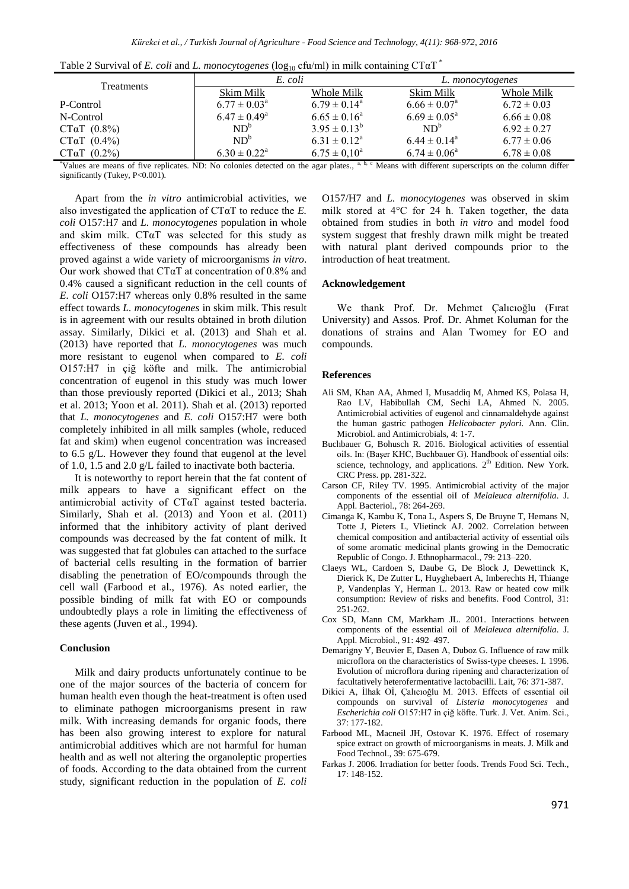Table 2 Survival of *E. coli* and *L. monocytogenes* ($log_{10}$ cfu/ml) in milk containing CTαT [*]

| Treatments | *E. coli* | | *L. monocytogenes* | |
|---|---|---|---|---|
| | Skim Milk | Whole Milk | Skim Milk | Whole Milk |
| P-Control | $6.77 \pm 0.03^a$ | $6.79 \pm 0.14^a$ | $6.66 \pm 0.07^a$ | $6.72 \pm 0.03$ |
| N-Control | $6.47 \pm 0.49^a$ | $6.65 \pm 0.16^a$ | $6.69 \pm 0.05^a$ | $6.66 \pm 0.08$ |
| CTαT (0.8%) | $ND^b$ | $3.95 \pm 0.13^b$ | $ND^b$ | $6.92 \pm 0.27$ |
| CTαT (0.4%) | $ND^b$ | $6.31 \pm 0.12^a$ | $6.44 \pm 0.14^a$ | $6.77 \pm 0.06$ |
| CTαT (0.2%) | $6.30 \pm 0.22^a$ | $6.75 \pm 0,10^a$ | $6.74 \pm 0.06^a$ | $6.78 \pm 0.08$ |

[*]Values are means of five replicates. ND: No colonies detected on the agar plates., [a, b, c] Means with different superscripts on the column differ significantly (Tukey, P<0.001).

Apart from the *in vitro* antimicrobial activities, we also investigated the application of CTαT to reduce the *E. coli* O157:H7 and *L. monocytogenes* population in whole and skim milk. CTαT was selected for this study as effectiveness of these compounds has already been proved against a wide variety of microorganisms *in vitro*. Our work showed that CTαT at concentration of 0.8% and 0.4% caused a significant reduction in the cell counts of *E. coli* O157:H7 whereas only 0.8% resulted in the same effect towards *L. monocytogenes* in skim milk. This result is in agreement with our results obtained in broth dilution assay. Similarly, Dikici et al. (2013) and Shah et al. (2013) have reported that *L. monocytogenes* was much more resistant to eugenol when compared to *E. coli* O157:H7 in çiğ köfte and milk. The antimicrobial concentration of eugenol in this study was much lower than those previously reported (Dikici et al., 2013; Shah et al. 2013; Yoon et al. 2011). Shah et al. (2013) reported that *L. monocytogenes* and *E. coli* O157:H7 were both completely inhibited in all milk samples (whole, reduced fat and skim) when eugenol concentration was increased to 6.5 g/L. However they found that eugenol at the level of 1.0, 1.5 and 2.0 g/L failed to inactivate both bacteria.

It is noteworthy to report herein that the fat content of milk appears to have a significant effect on the antimicrobial activity of CTαT against tested bacteria. Similarly, Shah et al. (2013) and Yoon et al. (2011) informed that the inhibitory activity of plant derived compounds was decreased by the fat content of milk. It was suggested that fat globules can attached to the surface of bacterial cells resulting in the formation of barrier disabling the penetration of EO/compounds through the cell wall (Farbood et al., 1976). As noted earlier, the possible binding of milk fat with EO or compounds undoubtedly plays a role in limiting the effectiveness of these agents (Juven et al., 1994).

### Conclusion

Milk and dairy products unfortunately continue to be one of the major sources of the bacteria of concern for human health even though the heat-treatment is often used to eliminate pathogen microorganisms present in raw milk. With increasing demands for organic foods, there has been also growing interest to explore for natural antimicrobial additives which are not harmful for human health and as well not altering the organoleptic properties of foods. According to the data obtained from the current study, significant reduction in the population of *E. coli* O157/H7 and *L. monocytogenes* was observed in skim milk stored at 4°C for 24 h. Taken together, the data obtained from studies in both *in vitro* and model food system suggest that freshly drawn milk might be treated with natural plant derived compounds prior to the introduction of heat treatment.

### Acknowledgement

We thank Prof. Dr. Mehmet Çalıcıoğlu (Fırat University) and Assos. Prof. Dr. Ahmet Koluman for the donations of strains and Alan Twomey for EO and compounds.

### References

- Ali SM, Khan AA, Ahmed I, Musaddiq M, Ahmed KS, Polasa H, Rao LV, Habibullah CM, Sechi LA, Ahmed N. 2005. Antimicrobial activities of eugenol and cinnamaldehyde against the human gastric pathogen *Helicobacter pylori.* Ann. Clin. Microbiol. and Antimicrobials, 4: 1-7.
- Buchbauer G, Bohusch R. 2016. Biological activities of essential oils. In: (Başer KHC, Buchbauer G). Handbook of essential oils: science, technology, and applications. 2[th] Edition. New York. CRC Press. pp. 281-322.
- Carson CF, Riley TV. 1995. Antimicrobial activity of the major components of the essential oil of *Melaleuca alternifolia*. J. Appl. Bacteriol., 78: 264-269.
- Cimanga K, Kambu K, Tona L, Aspers S, De Bruyne T, Hemans N, Totte J, Pieters L, Vlietinck AJ. 2002. Correlation between chemical composition and antibacterial activity of essential oils of some aromatic medicinal plants growing in the Democratic Republic of Congo. J. Ethnopharmacol., 79: 213–220.
- Claeys WL, Cardoen S, Daube G, De Block J, Dewettinck K, Dierick K, De Zutter L, Huyghebaert A, Imberechts H, Thiange P, Vandenplas Y, Herman L. 2013. Raw or heated cow milk consumption: Review of risks and benefits. Food Control, 31: 251-262.
- Cox SD, Mann CM, Markham JL. 2001. Interactions between components of the essential oil of *Melaleuca alternifolia*. J. Appl. Microbiol., 91: 492–497.
- Demarigny Y, Beuvier E, Dasen A, Duboz G. Influence of raw milk microflora on the characteristics of Swiss-type cheeses. I. 1996. Evolution of microflora during ripening and characterization of facultatively heterofermentative lactobacilli. Lait, 76: 371-387.
- Dikici A, İlhak Oİ, Çalıcıoğlu M. 2013. Effects of essential oil compounds on survival of *Listeria monocytogenes* and *Escherichia coli* O157:H7 in çiğ köfte. Turk. J. Vet. Anim. Sci., 37: 177-182.
- Farbood ML, Macneil JH, Ostovar K. 1976. Effect of rosemary spice extract on growth of microorganisms in meats. J. Milk and Food Technol., 39: 675-679.
- Farkas J. 2006. Irradiation for better foods. Trends Food Sci. Tech., 17: 148-152.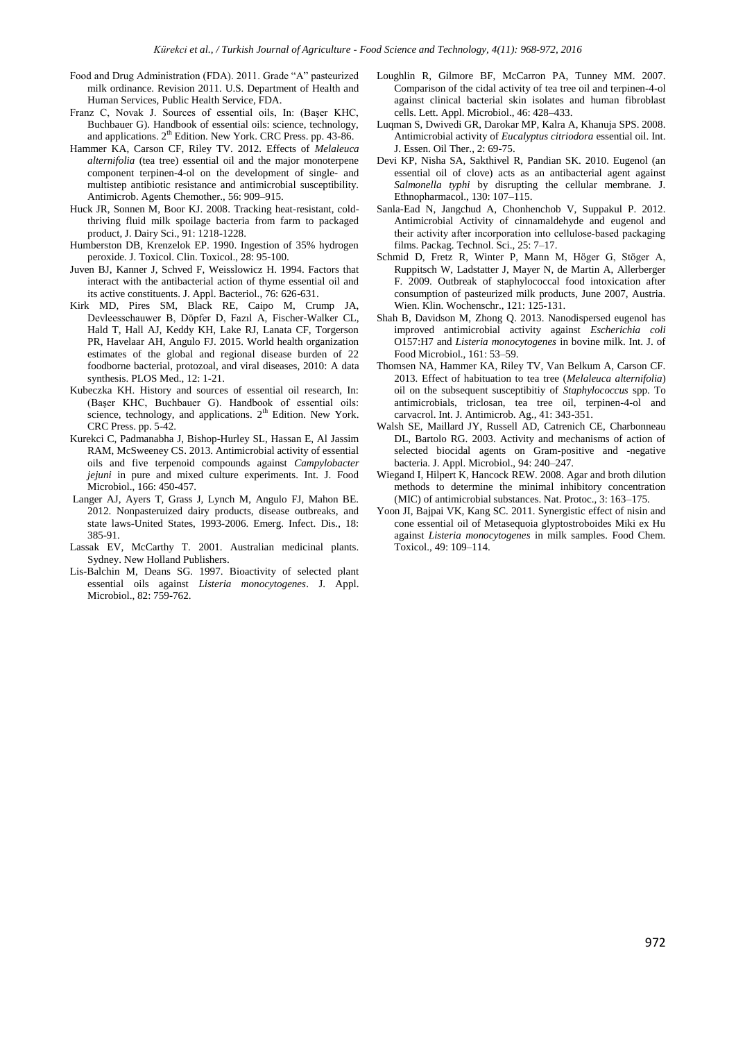Food and Drug Administration (FDA). 2011. Grade "A" pasteurized milk ordinance. Revision 2011. U.S. Department of Health and Human Services, Public Health Service, FDA.

Franz C, Novak J. Sources of essential oils, In: (Başer KHC, Buchbauer G). Handbook of essential oils: science, technology, and applications. 2th Edition. New York. CRC Press. pp. 43-86.

Hammer KA, Carson CF, Riley TV. 2012. Effects of *Melaleuca alternifolia* (tea tree) essential oil and the major monoterpene component terpinen-4-ol on the development of single- and multistep antibiotic resistance and antimicrobial susceptibility. Antimicrob. Agents Chemother., 56: 909–915.

Huck JR, Sonnen M, Boor KJ. 2008. Tracking heat-resistant, cold-thriving fluid milk spoilage bacteria from farm to packaged product, J. Dairy Sci., 91: 1218-1228.

Humberston DB, Krenzelok EP. 1990. Ingestion of 35% hydrogen peroxide. J. Toxicol. Clin. Toxicol., 28: 95-100.

Juven BJ, Kanner J, Schved F, Weisslowicz H. 1994. Factors that interact with the antibacterial action of thyme essential oil and its active constituents. J. Appl. Bacteriol., 76: 626-631.

Kirk MD, Pires SM, Black RE, Caipo M, Crump JA, Devleesschauwer B, Döpfer D, Fazıl A, Fischer-Walker CL, Hald T, Hall AJ, Keddy KH, Lake RJ, Lanata CF, Torgerson PR, Havelaar AH, Angulo FJ. 2015. World health organization estimates of the global and regional disease burden of 22 foodborne bacterial, protozoal, and viral diseases, 2010: A data synthesis. PLOS Med., 12: 1-21.

Kubeczka KH. History and sources of essential oil research, In: (Başer KHC, Buchbauer G). Handbook of essential oils: science, technology, and applications. 2th Edition. New York. CRC Press. pp. 5-42.

Kurekci C, Padmanabha J, Bishop-Hurley SL, Hassan E, Al Jassim RAM, McSweeney CS. 2013. Antimicrobial activity of essential oils and five terpenoid compounds against *Campylobacter jejuni* in pure and mixed culture experiments. Int. J. Food Microbiol., 166: 450-457.

Langer AJ, Ayers T, Grass J, Lynch M, Angulo FJ, Mahon BE. 2012. Nonpasteruized dairy products, disease outbreaks, and state laws-United States, 1993-2006. Emerg. Infect. Dis., 18: 385-91.

Lassak EV, McCarthy T. 2001. Australian medicinal plants. Sydney. New Holland Publishers.

Lis-Balchin M, Deans SG. 1997. Bioactivity of selected plant essential oils against *Listeria monocytogenes*. J. Appl. Microbiol., 82: 759-762.

Loughlin R, Gilmore BF, McCarron PA, Tunney MM. 2007. Comparison of the cidal activity of tea tree oil and terpinen-4-ol against clinical bacterial skin isolates and human fibroblast cells. Lett. Appl. Microbiol., 46: 428–433.

Luqman S, Dwivedi GR, Darokar MP, Kalra A, Khanuja SPS. 2008. Antimicrobial activity of *Eucalyptus citriodora* essential oil. Int. J. Essen. Oil Ther., 2: 69-75.

Devi KP, Nisha SA, Sakthivel R, Pandian SK. 2010. Eugenol (an essential oil of clove) acts as an antibacterial agent against *Salmonella typhi* by disrupting the cellular membrane. J. Ethnopharmacol., 130: 107–115.

Sanla-Ead N, Jangchud A, Chonhenchob V, Suppakul P. 2012. Antimicrobial Activity of cinnamaldehyde and eugenol and their activity after incorporation into cellulose-based packaging films. Packag. Technol. Sci., 25: 7–17.

Schmid D, Fretz R, Winter P, Mann M, Höger G, Stöger A, Ruppitsch W, Ladstatter J, Mayer N, de Martin A, Allerberger F. 2009. Outbreak of staphylococcal food intoxication after consumption of pasteurized milk products, June 2007, Austria. Wien. Klin. Wochenschr., 121: 125-131.

Shah B, Davidson M, Zhong Q. 2013. Nanodispersed eugenol has improved antimicrobial activity against *Escherichia coli* O157:H7 and *Listeria monocytogenes* in bovine milk. Int. J. of Food Microbiol., 161: 53–59.

Thomsen NA, Hammer KA, Riley TV, Van Belkum A, Carson CF. 2013. Effect of habituation to tea tree (*Melaleuca alternifolia*) oil on the subsequent susceptibitiy of *Staphylococcus* spp. To antimicrobials, triclosan, tea tree oil, terpinen-4-ol and carvacrol. Int. J. Antimicrob. Ag., 41: 343-351.

Walsh SE, Maillard JY, Russell AD, Catrenich CE, Charbonneau DL, Bartolo RG. 2003. Activity and mechanisms of action of selected biocidal agents on Gram-positive and -negative bacteria. J. Appl. Microbiol., 94: 240–247.

Wiegand I, Hilpert K, Hancock REW. 2008. Agar and broth dilution methods to determine the minimal inhibitory concentration (MIC) of antimicrobial substances. Nat. Protoc., 3: 163–175.

Yoon JI, Bajpai VK, Kang SC. 2011. Synergistic effect of nisin and cone essential oil of Metasequoia glyptostroboides Miki ex Hu against *Listeria monocytogenes* in milk samples. Food Chem. Toxicol., 49: 109–114.